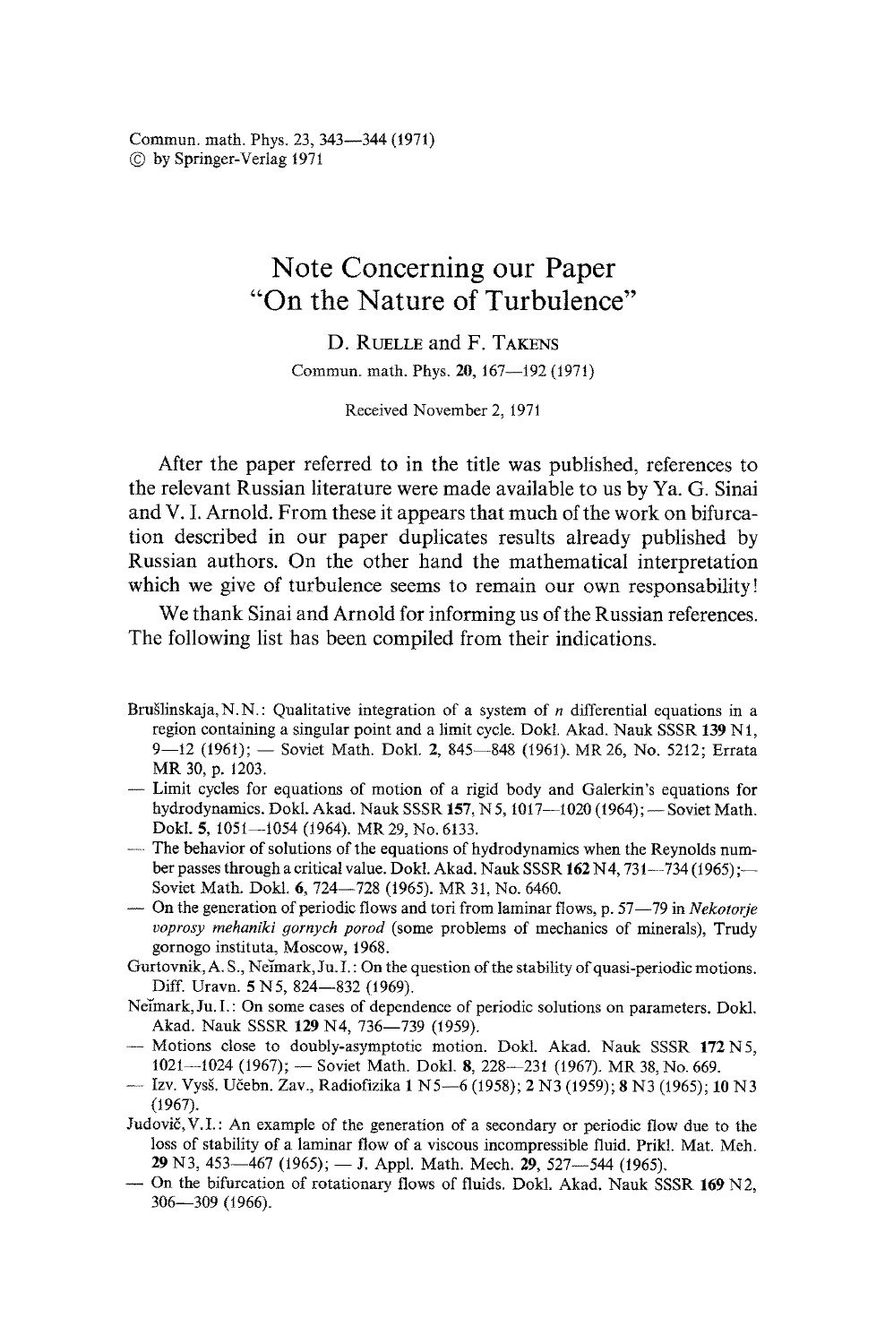# Note Concerning our Paper "On the Nature of Turbulence"

D. Ruelle and F. Takens

Commun. math. Phys. **20**, 167—192 (1971)

Received November 2, 1971

After the paper referred to in the title was published, references to the relevant Russian literature were made available to us by Ya. G. Sinai and V. I. Arnold. From these it appears that much of the work on bifurcation described in our paper duplicates results already published by Russian authors. On the other hand the mathematical interpretation which we give of turbulence seems to remain our own responsability!

We thank Sinai and Arnold for informing us of the Russian references. The following list has been compiled from their indications.

Brušlinskaja, N. N.: Qualitative integration of a system of $n$ differential equations in a region containing a singular point and a limit cycle. Dokl. Akad. Nauk SSSR **139** N1, 9—12 (1961); — Soviet Math. Dokl. **2**, 845—848 (1961). MR 26, No. 5212; Errata MR 30, p. 1203.

— Limit cycles for equations of motion of a rigid body and Galerkin's equations for hydrodynamics. Dokl. Akad. Nauk SSSR **157**, N5, 1017—1020 (1964); — Soviet Math. Dokl. **5**, 1051—1054 (1964). MR 29, No. 6133.

— The behavior of solutions of the equations of hydrodynamics when the Reynolds number passes through a critical value. Dokl. Akad. Nauk SSSR **162** N4, 731—734 (1965); — Soviet Math. Dokl. **6**, 724—728 (1965). MR 31, No. 6460.

— On the generation of periodic flows and tori from laminar flows, p. 57—79 in *Nekotorje voprosy mehaniki gornych porod* (some problems of mechanics of minerals), Trudy gornogo instituta, Moscow, 1968.

Gurtovnik, A. S., Neĭmark, Ju. I.: On the question of the stability of quasi-periodic motions. Diff. Uravn. **5** N5, 824—832 (1969).

Neĭmark, Ju. I.: On some cases of dependence of periodic solutions on parameters. Dokl. Akad. Nauk SSSR **129** N4, 736—739 (1959).

— Motions close to doubly-asymptotic motion. Dokl. Akad. Nauk SSSR **172** N5, 1021—1024 (1967); — Soviet Math. Dokl. **8**, 228—231 (1967). MR 38, No. 669.

— Izv. Vysš. Učebn. Zav., Radiofizika **1** N5—6 (1958); **2** N3 (1959); **8** N3 (1965); **10** N3 (1967).

Judovič, V. I.: An example of the generation of a secondary or periodic flow due to the loss of stability of a laminar flow of a viscous incompressible fluid. Prikl. Mat. Meh. **29** N3, 453—467 (1965); — J. Appl. Math. Mech. **29**, 527—544 (1965).

— On the bifurcation of rotationary flows of fluids. Dokl. Akad. Nauk SSSR **169** N2, 306—309 (1966).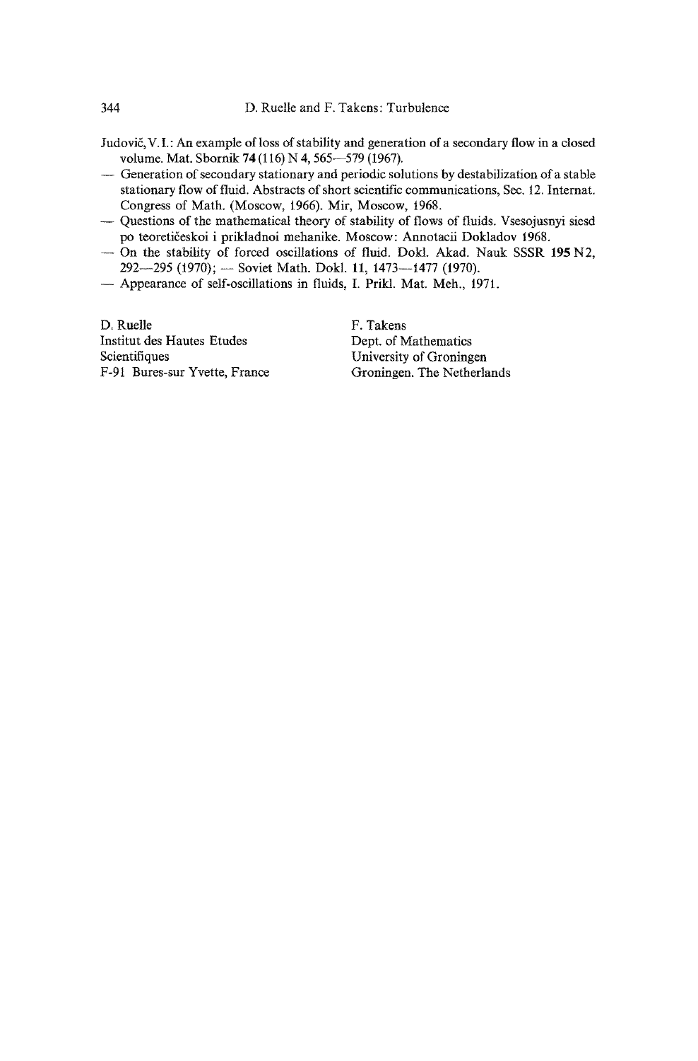Judovič, V. I.: An example of loss of stability and generation of a secondary flow in a closed volume. Mat. Sbornik **74** (116) N 4, 565—579 (1967).

— Generation of secondary stationary and periodic solutions by destabilization of a stable stationary flow of fluid. Abstracts of short scientific communications, Sec. 12. Internat. Congress of Math. (Moscow, 1966). Mir, Moscow, 1968.

— Questions of the mathematical theory of stability of flows of fluids. Vsesojusnyi siesd po teoretičeskoi i prikladnoi mehanike. Moscow: Annotacii Dokladov 1968.

— On the stability of forced oscillations of fluid. Dokl. Akad. Nauk SSSR **195** N 2, 292—295 (1970); — Soviet Math. Dokl. **11**, 1473—1477 (1970).

— Appearance of self-oscillations in fluids, I. Prikl. Mat. Meh., 1971.

D. Ruelle
Institut des Hautes Etudes Scientifiques
F-91 Bures-sur Yvette, France

F. Takens
Dept. of Mathematics
University of Groningen
Groningen. The Netherlands